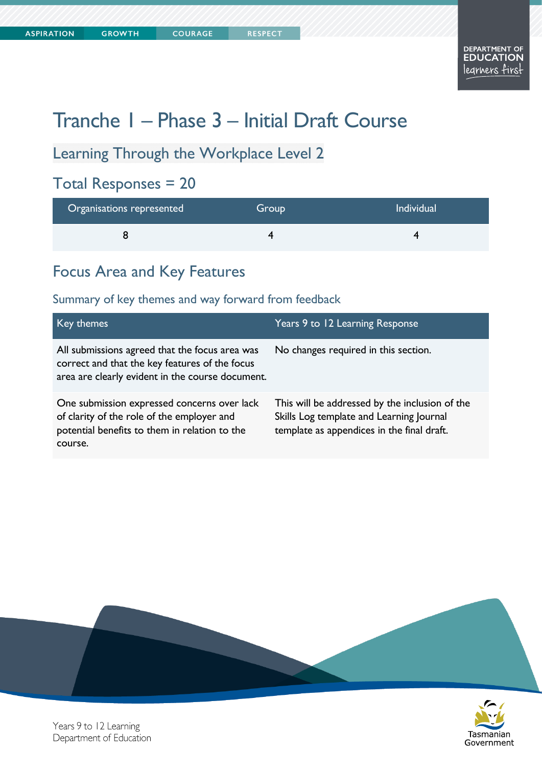# Tranche 1 – Phase 3 – Initial Draft Course

## Learning Through the Workplace Level 2

## Total Responses = 20

| Organisations represented | Group | Individual |
|---|---|---|
| 8 | 4 | 4 |

## Focus Area and Key Features

### Summary of key themes and way forward from feedback

| Key themes | Years 9 to 12 Learning Response |
|---|---|
| All submissions agreed that the focus area was correct and that the key features of the focus area are clearly evident in the course document. | No changes required in this section. |
| One submission expressed concerns over lack of clarity of the role of the employer and potential benefits to them in relation to the course. | This will be addressed by the inclusion of the Skills Log template and Learning Journal template as appendices in the final draft. |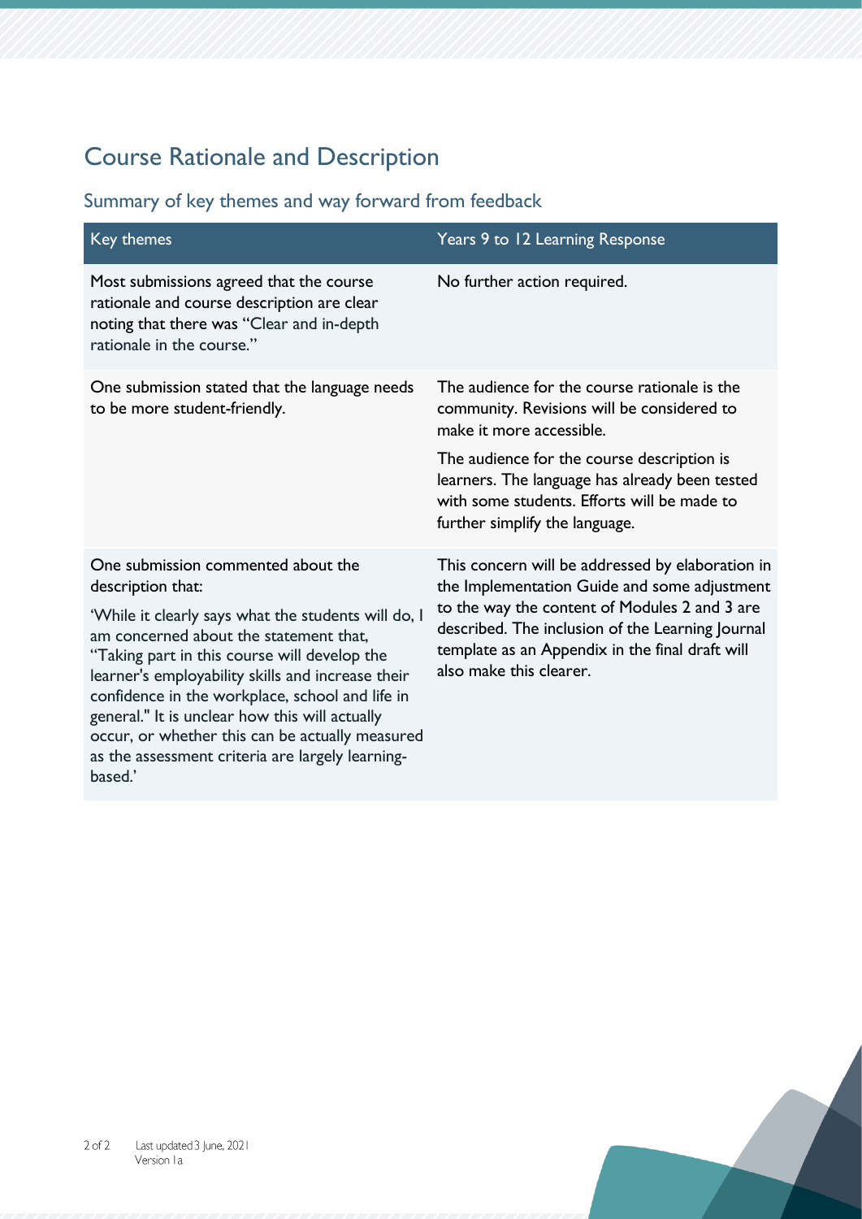## Course Rationale and Description

### Summary of key themes and way forward from feedback

| Key themes | Years 9 to 12 Learning Response |
| --- | --- |
| Most submissions agreed that the course rationale and course description are clear noting that there was "Clear and in-depth rationale in the course." | No further action required. |
| One submission stated that the language needs to be more student-friendly. | The audience for the course rationale is the community. Revisions will be considered to make it more accessible.<br><br>The audience for the course description is learners. The language has already been tested with some students. Efforts will be made to further simplify the language. |
| One submission commented about the description that:<br><br>'While it clearly says what the students will do, I am concerned about the statement that, "Taking part in this course will develop the learner's employability skills and increase their confidence in the workplace, school and life in general." It is unclear how this will actually occur, or whether this can be actually measured as the assessment criteria are largely learning-based.' | This concern will be addressed by elaboration in the Implementation Guide and some adjustment to the way the content of Modules 2 and 3 are described. The inclusion of the Learning Journal template as an Appendix in the final draft will also make this clearer. |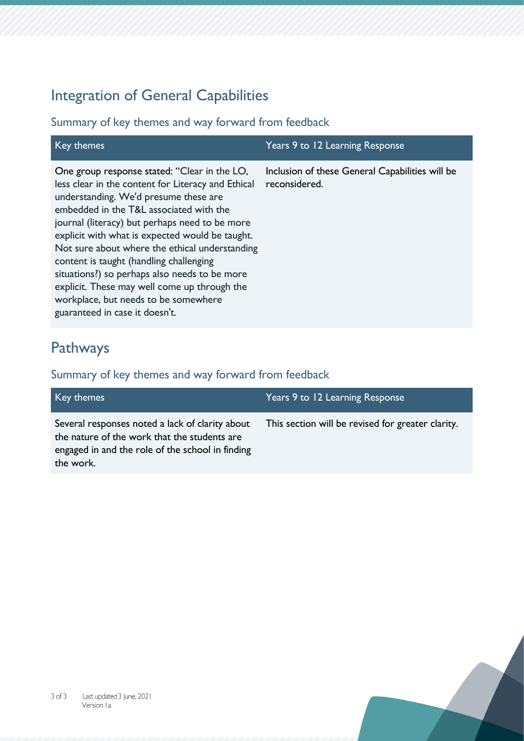## Integration of General Capabilities

### Summary of key themes and way forward from feedback

| Key themes | Years 9 to 12 Learning Response |
| --- | --- |
| One group response stated: "Clear in the LO, less clear in the content for Literacy and Ethical understanding. We'd presume these are embedded in the T&L associated with the journal (literacy) but perhaps need to be more explicit with what is expected would be taught. Not sure about where the ethical understanding content is taught (handling challenging situations?) so perhaps also needs to be more explicit. These may well come up through the workplace, but needs to be somewhere guaranteed in case it doesn't. | Inclusion of these General Capabilities will be reconsidered. |

## Pathways

### Summary of key themes and way forward from feedback

| Key themes | Years 9 to 12 Learning Response |
| --- | --- |
| Several responses noted a lack of clarity about the nature of the work that the students are engaged in and the role of the school in finding the work. | This section will be revised for greater clarity. |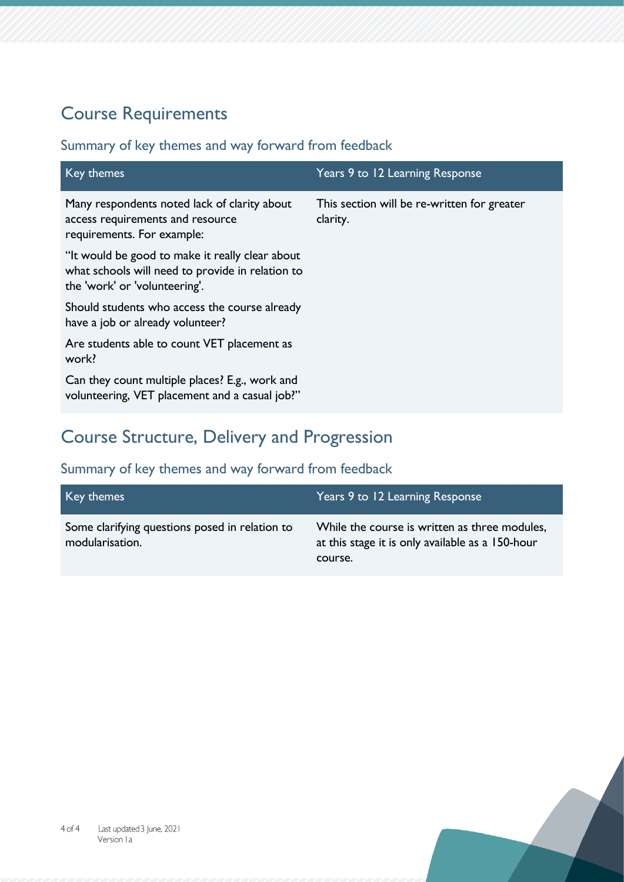## Course Requirements

### Summary of key themes and way forward from feedback

| Key themes | Years 9 to 12 Learning Response |
|---|---|
| Many respondents noted lack of clarity about access requirements and resource requirements. For example:<br><br>"It would be good to make it really clear about what schools will need to provide in relation to the 'work' or 'volunteering'.<br><br>Should students who access the course already have a job or already volunteer?<br><br>Are students able to count VET placement as work?<br><br>Can they count multiple places? E.g., work and volunteering, VET placement and a casual job?" | This section will be re-written for greater clarity. |

## Course Structure, Delivery and Progression

### Summary of key themes and way forward from feedback

| Key themes | Years 9 to 12 Learning Response |
|---|---|
| Some clarifying questions posed in relation to modularisation. | While the course is written as three modules, at this stage it is only available as a 150-hour course. |

Last updated 3 June, 2021
Version 1a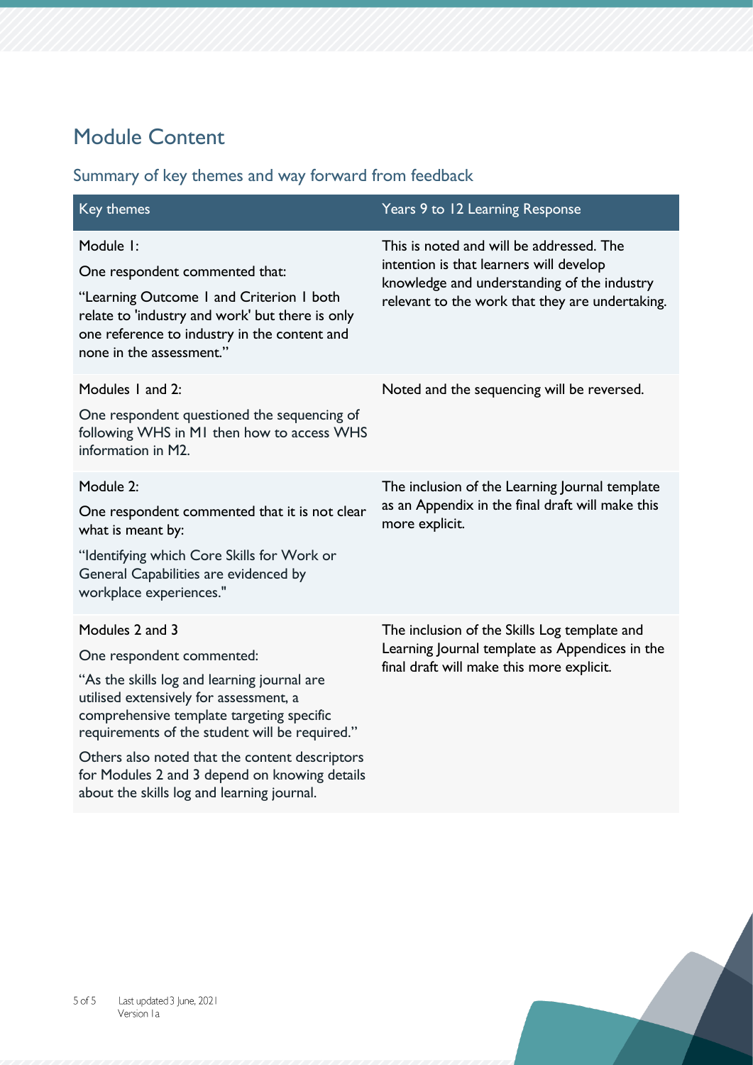## Module Content

### Summary of key themes and way forward from feedback

| Key themes | Years 9 to 12 Learning Response |
| --- | --- |
| Module 1:<br><br>One respondent commented that:<br><br>"Learning Outcome 1 and Criterion 1 both relate to 'industry and work' but there is only one reference to industry in the content and none in the assessment." | This is noted and will be addressed. The intention is that learners will develop knowledge and understanding of the industry relevant to the work that they are undertaking. |
| Modules 1 and 2:<br><br>One respondent questioned the sequencing of following WHS in M1 then how to access WHS information in M2. | Noted and the sequencing will be reversed. |
| Module 2:<br><br>One respondent commented that it is not clear what is meant by:<br><br>"Identifying which Core Skills for Work or General Capabilities are evidenced by workplace experiences." | The inclusion of the Learning Journal template as an Appendix in the final draft will make this more explicit. |
| Modules 2 and 3<br><br>One respondent commented:<br><br>"As the skills log and learning journal are utilised extensively for assessment, a comprehensive template targeting specific requirements of the student will be required."<br><br>Others also noted that the content descriptors for Modules 2 and 3 depend on knowing details about the skills log and learning journal. | The inclusion of the Skills Log template and Learning Journal template as Appendices in the final draft will make this more explicit. |

Last updated 3 June, 2021
Version 1a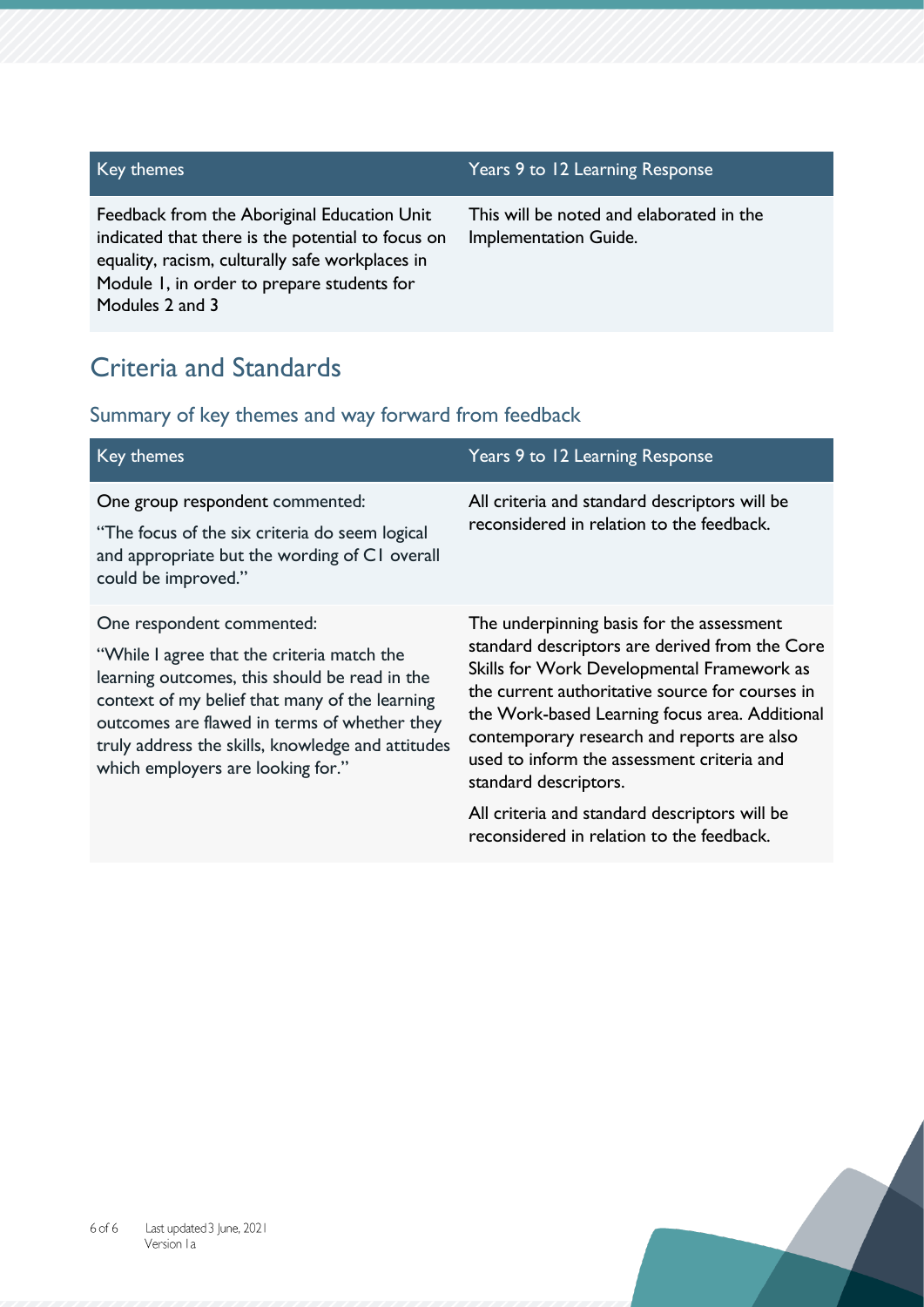| Key themes | Years 9 to 12 Learning Response |
|---|---|
| Feedback from the Aboriginal Education Unit indicated that there is the potential to focus on equality, racism, culturally safe workplaces in Module 1, in order to prepare students for Modules 2 and 3 | This will be noted and elaborated in the Implementation Guide. |

## Criteria and Standards

### Summary of key themes and way forward from feedback

| Key themes | Years 9 to 12 Learning Response |
|---|---|
| One group respondent commented:<br><br>"The focus of the six criteria do seem logical and appropriate but the wording of C1 overall could be improved." | All criteria and standard descriptors will be reconsidered in relation to the feedback. |
| One respondent commented:<br><br>"While I agree that the criteria match the learning outcomes, this should be read in the context of my belief that many of the learning outcomes are flawed in terms of whether they truly address the skills, knowledge and attitudes which employers are looking for." | The underpinning basis for the assessment standard descriptors are derived from the Core Skills for Work Developmental Framework as the current authoritative source for courses in the Work-based Learning focus area. Additional contemporary research and reports are also used to inform the assessment criteria and standard descriptors.<br><br>All criteria and standard descriptors will be reconsidered in relation to the feedback. |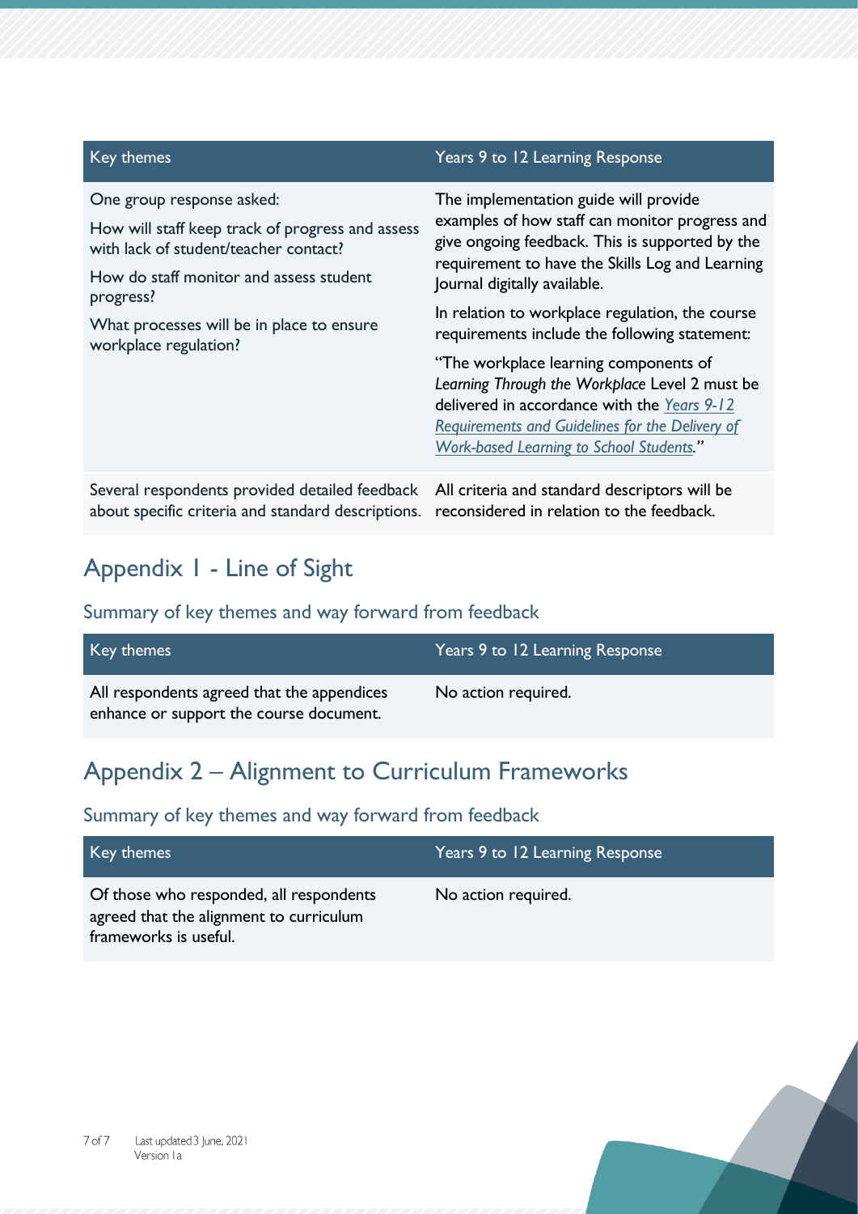| Key themes | Years 9 to 12 Learning Response |
|---|---|
| One group response asked:<br><br>How will staff keep track of progress and assess with lack of student/teacher contact?<br><br>How do staff monitor and assess student progress?<br><br>What processes will be in place to ensure workplace regulation? | The implementation guide will provide examples of how staff can monitor progress and give ongoing feedback. This is supported by the requirement to have the Skills Log and Learning Journal digitally available.<br><br>In relation to workplace regulation, the course requirements include the following statement:<br><br>"The workplace learning components of *Learning Through the Workplace* Level 2 must be delivered in accordance with the [*Years 9-12 Requirements and Guidelines for the Delivery of Work-based Learning to School Students*]."|
| Several respondents provided detailed feedback about specific criteria and standard descriptions. | All criteria and standard descriptors will be reconsidered in relation to the feedback. |

## Appendix 1 - Line of Sight

### Summary of key themes and way forward from feedback

| Key themes | Years 9 to 12 Learning Response |
|---|---|
| All respondents agreed that the appendices enhance or support the course document. | No action required. |

## Appendix 2 – Alignment to Curriculum Frameworks

### Summary of key themes and way forward from feedback

| Key themes | Years 9 to 12 Learning Response |
|---|---|
| Of those who responded, all respondents agreed that the alignment to curriculum frameworks is useful. | No action required. |

Last updated 3 June, 2021
Version 1a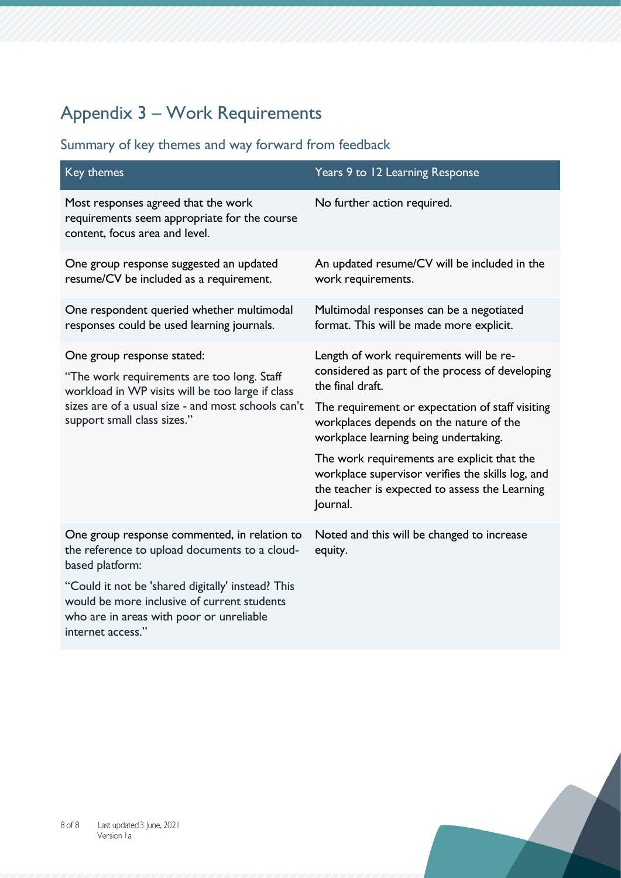## Appendix 3 – Work Requirements

### Summary of key themes and way forward from feedback

| Key themes | Years 9 to 12 Learning Response |
|---|---|
| Most responses agreed that the work requirements seem appropriate for the course content, focus area and level. | No further action required. |
| One group response suggested an updated resume/CV be included as a requirement. | An updated resume/CV will be included in the work requirements. |
| One respondent queried whether multimodal responses could be used learning journals. | Multimodal responses can be a negotiated format. This will be made more explicit. |
| One group response stated:<br>"The work requirements are too long. Staff workload in WP visits will be too large if class sizes are of a usual size - and most schools can't support small class sizes." | Length of work requirements will be re-considered as part of the process of developing the final draft.<br>The requirement or expectation of staff visiting workplaces depends on the nature of the workplace learning being undertaking.<br>The work requirements are explicit that the workplace supervisor verifies the skills log, and the teacher is expected to assess the Learning Journal. |
| One group response commented, in relation to the reference to upload documents to a cloud-based platform:<br>"Could it not be 'shared digitally' instead? This would be more inclusive of current students who are in areas with poor or unreliable internet access." | Noted and this will be changed to increase equity. |

Last updated 3 June, 2021
Version 1a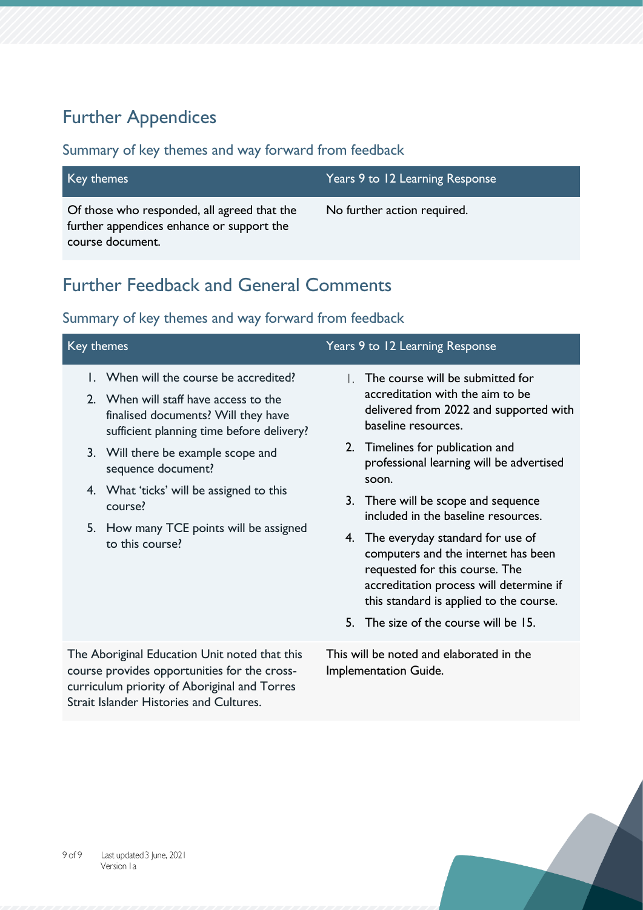## Further Appendices

### Summary of key themes and way forward from feedback

| Key themes | Years 9 to 12 Learning Response |
|---|---|
| Of those who responded, all agreed that the further appendices enhance or support the course document. | No further action required. |

## Further Feedback and General Comments

### Summary of key themes and way forward from feedback

| Key themes | Years 9 to 12 Learning Response |
|---|---|
| 1. When will the course be accredited?<br>2. When will staff have access to the finalised documents? Will they have sufficient planning time before delivery?<br>3. Will there be example scope and sequence document?<br>4. What 'ticks' will be assigned to this course?<br>5. How many TCE points will be assigned to this course? | 1. The course will be submitted for accreditation with the aim to be delivered from 2022 and supported with baseline resources.<br>2. Timelines for publication and professional learning will be advertised soon.<br>3. There will be scope and sequence included in the baseline resources.<br>4. The everyday standard for use of computers and the internet has been requested for this course. The accreditation process will determine if this standard is applied to the course.<br>5. The size of the course will be 15. |
| The Aboriginal Education Unit noted that this course provides opportunities for the cross-curriculum priority of Aboriginal and Torres Strait Islander Histories and Cultures. | This will be noted and elaborated in the Implementation Guide. |

Last updated 3 June, 2021
Version 1a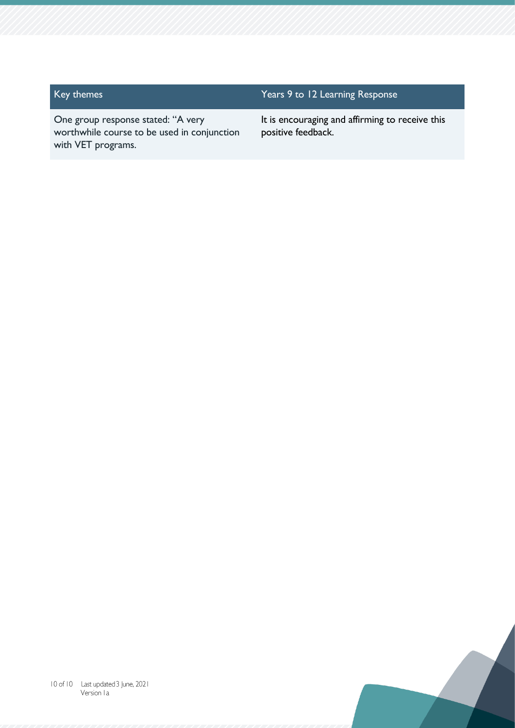| Key themes | Years 9 to 12 Learning Response |
| --- | --- |
| One group response stated: "A very worthwhile course to be used in conjunction with VET programs. | It is encouraging and affirming to receive this positive feedback. |